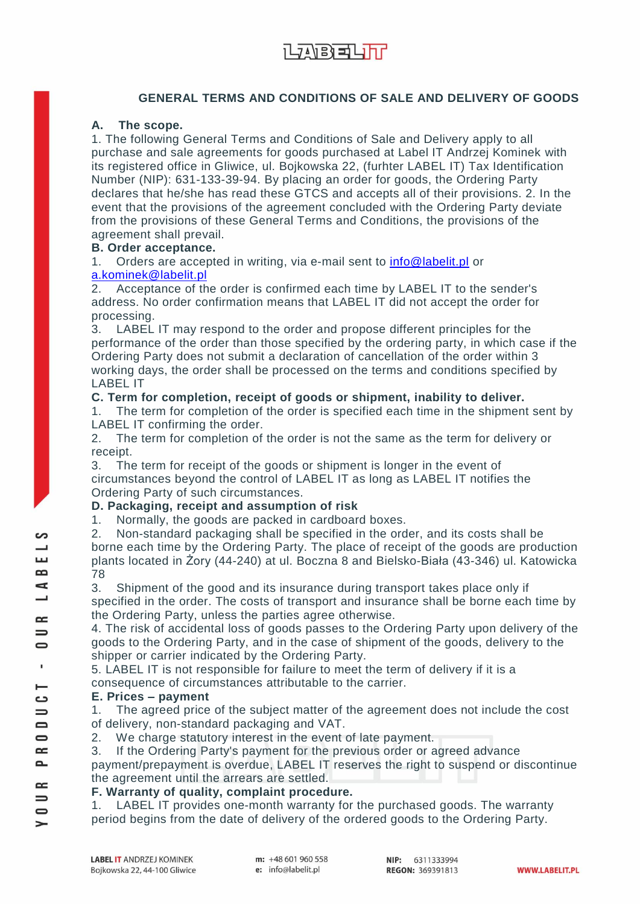# GENERAL TERMS AND CONDITIONS OF SALE AND DELIVERY OF GOODS

**A. The scope.**

1. The following General Terms and Conditions of Sale and Delivery apply to all purchase and sale agreements for goods purchased at Label IT Andrzej Kominek with its registered office in Gliwice, ul. Bojkowska 22, (furhter LABEL IT) Tax Identification Number (NIP): 631-133-39-94. By placing an order for goods, the Ordering Party declares that he/she has read these GTCS and accepts all of their provisions. 2. In the event that the provisions of the agreement concluded with the Ordering Party deviate from the provisions of these General Terms and Conditions, the provisions of the agreement shall prevail.

**B. Order acceptance.**

1. Orders are accepted in writing, via e-mail sent to info@labelit.pl or a.kominek@labelit.pl
2. Acceptance of the order is confirmed each time by LABEL IT to the sender's address. No order confirmation means that LABEL IT did not accept the order for processing.
3. LABEL IT may respond to the order and propose different principles for the performance of the order than those specified by the ordering party, in which case if the Ordering Party does not submit a declaration of cancellation of the order within 3 working days, the order shall be processed on the terms and conditions specified by LABEL IT

**C. Term for completion, receipt of goods or shipment, inability to deliver.**

1. The term for completion of the order is specified each time in the shipment sent by LABEL IT confirming the order.
2. The term for completion of the order is not the same as the term for delivery or receipt.
3. The term for receipt of the goods or shipment is longer in the event of circumstances beyond the control of LABEL IT as long as LABEL IT notifies the Ordering Party of such circumstances.

**D. Packaging, receipt and assumption of risk**

1. Normally, the goods are packed in cardboard boxes.
2. Non-standard packaging shall be specified in the order, and its costs shall be borne each time by the Ordering Party. The place of receipt of the goods are production plants located in Żory (44-240) at ul. Boczna 8 and Bielsko-Biała (43-346) ul. Katowicka 78
3. Shipment of the good and its insurance during transport takes place only if specified in the order. The costs of transport and insurance shall be borne each time by the Ordering Party, unless the parties agree otherwise.
4. The risk of accidental loss of goods passes to the Ordering Party upon delivery of the goods to the Ordering Party, and in the case of shipment of the goods, delivery to the shipper or carrier indicated by the Ordering Party.
5. LABEL IT is not responsible for failure to meet the term of delivery if it is a consequence of circumstances attributable to the carrier.

**E. Prices – payment**

1. The agreed price of the subject matter of the agreement does not include the cost of delivery, non-standard packaging and VAT.
2. We charge statutory interest in the event of late payment.
3. If the Ordering Party's payment for the previous order or agreed advance payment/prepayment is overdue, LABEL IT reserves the right to suspend or discontinue the agreement until the arrears are settled.

**F. Warranty of quality, complaint procedure.**

1. LABEL IT provides one-month warranty for the purchased goods. The warranty period begins from the date of delivery of the ordered goods to the Ordering Party.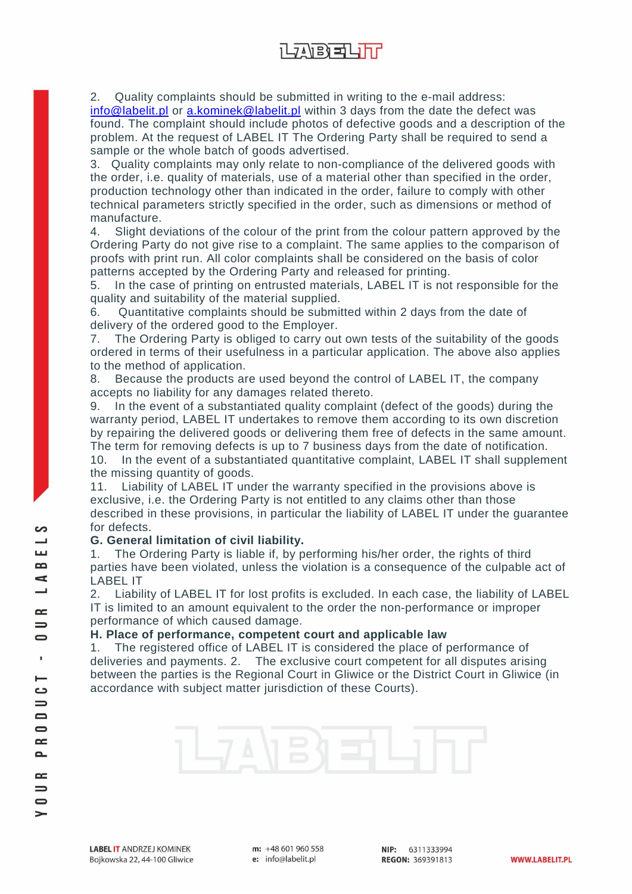2. Quality complaints should be submitted in writing to the e-mail address: info@labelit.pl or a.kominek@labelit.pl within 3 days from the date the defect was found. The complaint should include photos of defective goods and a description of the problem. At the request of LABEL IT The Ordering Party shall be required to send a sample or the whole batch of goods advertised.
3. Quality complaints may only relate to non-compliance of the delivered goods with the order, i.e. quality of materials, use of a material other than specified in the order, production technology other than indicated in the order, failure to comply with other technical parameters strictly specified in the order, such as dimensions or method of manufacture.
4. Slight deviations of the colour of the print from the colour pattern approved by the Ordering Party do not give rise to a complaint. The same applies to the comparison of proofs with print run. All color complaints shall be considered on the basis of color patterns accepted by the Ordering Party and released for printing.
5. In the case of printing on entrusted materials, LABEL IT is not responsible for the quality and suitability of the material supplied.
6. Quantitative complaints should be submitted within 2 days from the date of delivery of the ordered good to the Employer.
7. The Ordering Party is obliged to carry out own tests of the suitability of the goods ordered in terms of their usefulness in a particular application. The above also applies to the method of application.
8. Because the products are used beyond the control of LABEL IT, the company accepts no liability for any damages related thereto.
9. In the event of a substantiated quality complaint (defect of the goods) during the warranty period, LABEL IT undertakes to remove them according to its own discretion by repairing the delivered goods or delivering them free of defects in the same amount. The term for removing defects is up to 7 business days from the date of notification.
10. In the event of a substantiated quantitative complaint, LABEL IT shall supplement the missing quantity of goods.
11. Liability of LABEL IT under the warranty specified in the provisions above is exclusive, i.e. the Ordering Party is not entitled to any claims other than those described in these provisions, in particular the liability of LABEL IT under the guarantee for defects.

**G. General limitation of civil liability.**

1. The Ordering Party is liable if, by performing his/her order, the rights of third parties have been violated, unless the violation is a consequence of the culpable act of LABEL IT
2. Liability of LABEL IT for lost profits is excluded. In each case, the liability of LABEL IT is limited to an amount equivalent to the order the non-performance or improper performance of which caused damage.

**H. Place of performance, competent court and applicable law**

1. The registered office of LABEL IT is considered the place of performance of deliveries and payments. 2. The exclusive court competent for all disputes arising between the parties is the Regional Court in Gliwice or the District Court in Gliwice (in accordance with subject matter jurisdiction of these Courts).